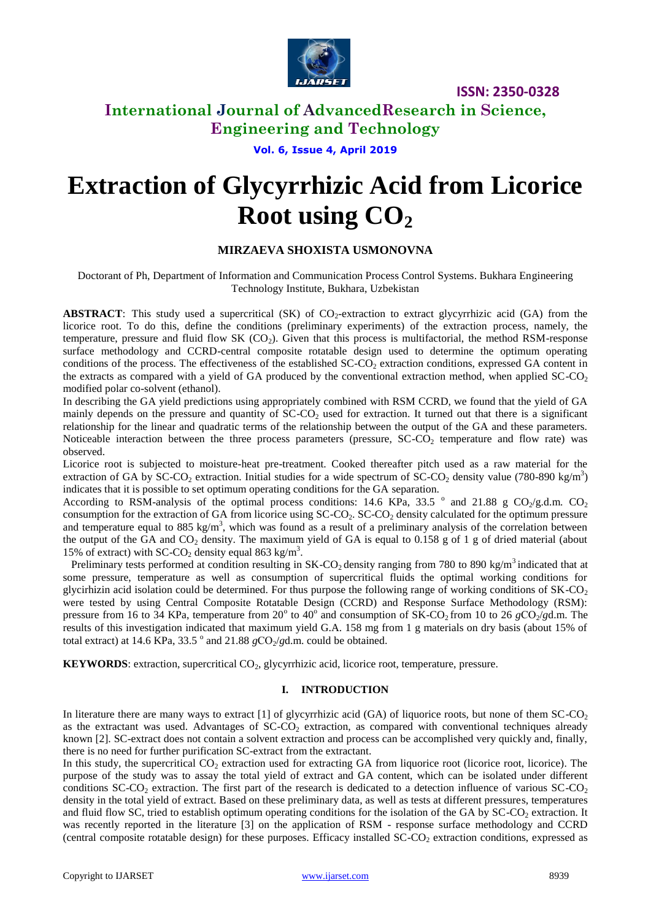# Extraction of Glycyrrhizic Acid from Licorice Root using $CO_2$

**MIRZAEVA SHOXISTA USMONOVNA**

Doctorant of Ph, Department of Information and Communication Process Control Systems. Bukhara Engineering Technology Institute, Bukhara, Uzbekistan

**ABSTRACT**: This study used a supercritical (SK) of $CO_2$-extraction to extract glycyrrhizic acid (GA) from the licorice root. To do this, define the conditions (preliminary experiments) of the extraction process, namely, the temperature, pressure and fluid flow SK ($CO_2$). Given that this process is multifactorial, the method RSM-response surface methodology and CCRD-central composite rotatable design used to determine the optimum operating conditions of the process. The effectiveness of the established SC-$CO_2$ extraction conditions, expressed GA content in the extracts as compared with a yield of GA produced by the conventional extraction method, when applied SC-$CO_2$ modified polar co-solvent (ethanol).

In describing the GA yield predictions using appropriately combined with RSM CCRD, we found that the yield of GA mainly depends on the pressure and quantity of SC-$CO_2$ used for extraction. It turned out that there is a significant relationship for the linear and quadratic terms of the relationship between the output of the GA and these parameters. Noticeable interaction between the three process parameters (pressure, SC-$CO_2$ temperature and flow rate) was observed.

Licorice root is subjected to moisture-heat pre-treatment. Cooked thereafter pitch used as a raw material for the extraction of GA by SC-$CO_2$ extraction. Initial studies for a wide spectrum of SC-$CO_2$ density value (780-890 kg/m$^3$) indicates that it is possible to set optimum operating conditions for the GA separation.

According to RSM-analysis of the optimal process conditions: 14.6 KPa, 33.5 $^o$ and 21.88 g $CO_2$/g.d.m. $CO_2$ consumption for the extraction of GA from licorice using SC-$CO_2$. SC-$CO_2$ density calculated for the optimum pressure and temperature equal to 885 kg/m$^3$, which was found as a result of a preliminary analysis of the correlation between the output of the GA and $CO_2$ density. The maximum yield of GA is equal to 0.158 g of 1 g of dried material (about 15% of extract) with SC-$CO_2$ density equal 863 kg/m$^3$.

Preliminary tests performed at condition resulting in SK-$CO_2$ density ranging from 780 to 890 kg/m$^3$ indicated that at some pressure, temperature as well as consumption of supercritical fluids the optimal working conditions for glycirhizin acid isolation could be determined. For thus purpose the following range of working conditions of SK-$CO_2$ were tested by using Central Composite Rotatable Design (CCRD) and Response Surface Methodology (RSM): pressure from 16 to 34 KPa, temperature from 20$^o$ to 40$^o$ and consumption of SK-$CO_2$ from 10 to 26 *g*$CO_2$/*g*d.m. The results of this investigation indicated that maximum yield G.A. 158 mg from 1 g materials on dry basis (about 15% of total extract) at 14.6 KPa, 33.5 $^o$ and 21.88 *g*$CO_2$/*g*d.m. could be obtained.

**KEYWORDS**: extraction, supercritical $CO_2$, glycyrrhizic acid, licorice root, temperature, pressure.

## I. INTRODUCTION

In literature there are many ways to extract [1] of glycyrrhizic acid (GA) of liquorice roots, but none of them SC-$CO_2$ as the extractant was used. Advantages of SC-$CO_2$ extraction, as compared with conventional techniques already known [2]. SC-extract does not contain a solvent extraction and process can be accomplished very quickly and, finally, there is no need for further purification SC-extract from the extractant.

In this study, the supercritical $CO_2$ extraction used for extracting GA from liquorice root (licorice root, licorice). The purpose of the study was to assay the total yield of extract and GA content, which can be isolated under different conditions SC-$CO_2$ extraction. The first part of the research is dedicated to a detection influence of various SC-$CO_2$ density in the total yield of extract. Based on these preliminary data, as well as tests at different pressures, temperatures and fluid flow SC, tried to establish optimum operating conditions for the isolation of the GA by SC-$CO_2$ extraction. It was recently reported in the literature [3] on the application of RSM - response surface methodology and CCRD (central composite rotatable design) for these purposes. Efficacy installed SC-$CO_2$ extraction conditions, expressed as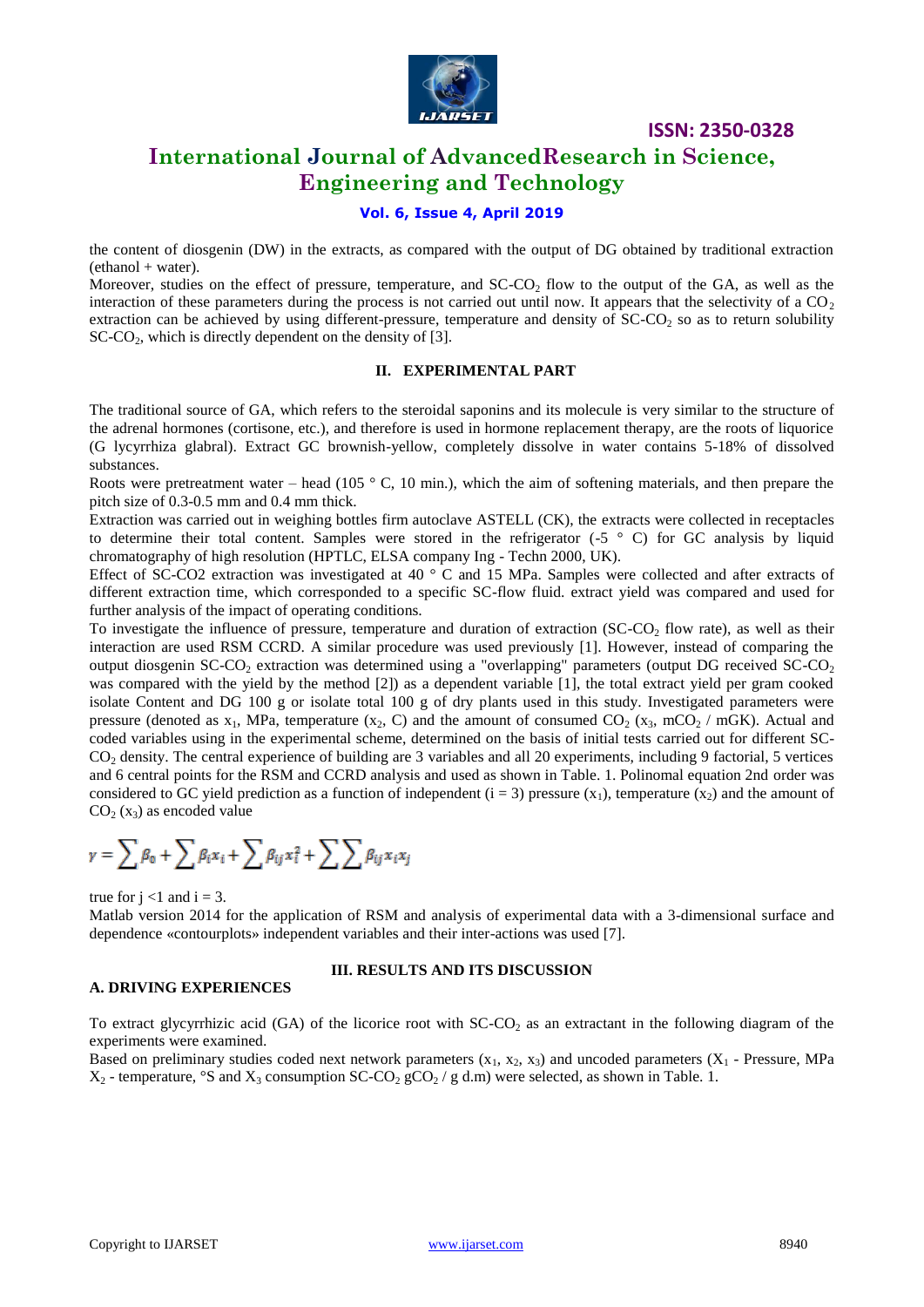the content of diosgenin (DW) in the extracts, as compared with the output of DG obtained by traditional extraction (ethanol + water).

Moreover, studies on the effect of pressure, temperature, and SC-$CO_2$ flow to the output of the GA, as well as the interaction of these parameters during the process is not carried out until now. It appears that the selectivity of a $CO_2$ extraction can be achieved by using different-pressure, temperature and density of SC-$CO_2$ so as to return solubility SC-$CO_2$, which is directly dependent on the density of [3].

## II. EXPERIMENTAL PART

The traditional source of GA, which refers to the steroidal saponins and its molecule is very similar to the structure of the adrenal hormones (cortisone, etc.), and therefore is used in hormone replacement therapy, are the roots of liquorice (G lycyrrhiza glabral). Extract GC brownish-yellow, completely dissolve in water contains 5-18% of dissolved substances.

Roots were pretreatment water – head (105 ° C, 10 min.), which the aim of softening materials, and then prepare the pitch size of 0.3-0.5 mm and 0.4 mm thick.

Extraction was carried out in weighing bottles firm autoclave ASTELL (CK), the extracts were collected in receptacles to determine their total content. Samples were stored in the refrigerator (-5 ° C) for GC analysis by liquid chromatography of high resolution (HPTLC, ELSA company Ing - Techn 2000, UK).

Effect of SC-CO2 extraction was investigated at 40 ° C and 15 MPa. Samples were collected and after extracts of different extraction time, which corresponded to a specific SC-flow fluid. extract yield was compared and used for further analysis of the impact of operating conditions.

To investigate the influence of pressure, temperature and duration of extraction (SC-$CO_2$ flow rate), as well as their interaction are used RSM CCRD. A similar procedure was used previously [1]. However, instead of comparing the output diosgenin SC-$CO_2$ extraction was determined using a "overlapping" parameters (output DG received SC-$CO_2$ was compared with the yield by the method [2]) as a dependent variable [1], the total extract yield per gram cooked isolate Content and DG 100 g or isolate total 100 g of dry plants used in this study. Investigated parameters were pressure (denoted as $x_1$, MPa, temperature ($x_2$, C) and the amount of consumed $CO_2$ ($x_3$, $mCO_2$ / mGK). Actual and coded variables using in the experimental scheme, determined on the basis of initial tests carried out for different SC-$CO_2$ density. The central experience of building are 3 variables and all 20 experiments, including 9 factorial, 5 vertices and 6 central points for the RSM and CCRD analysis and used as shown in Table. 1. Polinomal equation 2nd order was considered to GC yield prediction as a function of independent (i = 3) pressure ($x_1$), temperature ($x_2$) and the amount of $CO_2$ ($x_3$) as encoded value

$$\gamma = \sum \beta_0 + \sum \beta_i x_i + \sum \beta_{ij} x_i^2 + \sum \sum \beta_{ij} x_i x_j$$

true for j <1 and i = 3.

Matlab version 2014 for the application of RSM and analysis of experimental data with a 3-dimensional surface and dependence «contourplots» independent variables and their inter-actions was used [7].

## III. RESULTS AND ITS DISCUSSION

### A. DRIVING EXPERIENCES

To extract glycyrrhizic acid (GA) of the licorice root with SC-$CO_2$ as an extractant in the following diagram of the experiments were examined.

Based on preliminary studies coded next network parameters ($x_1$, $x_2$, $x_3$) and uncoded parameters ($X_1$ - Pressure, MPa $X_2$ - temperature, °S and $X_3$ consumption SC-$CO_2$ $gCO_2$ / g d.m) were selected, as shown in Table. 1.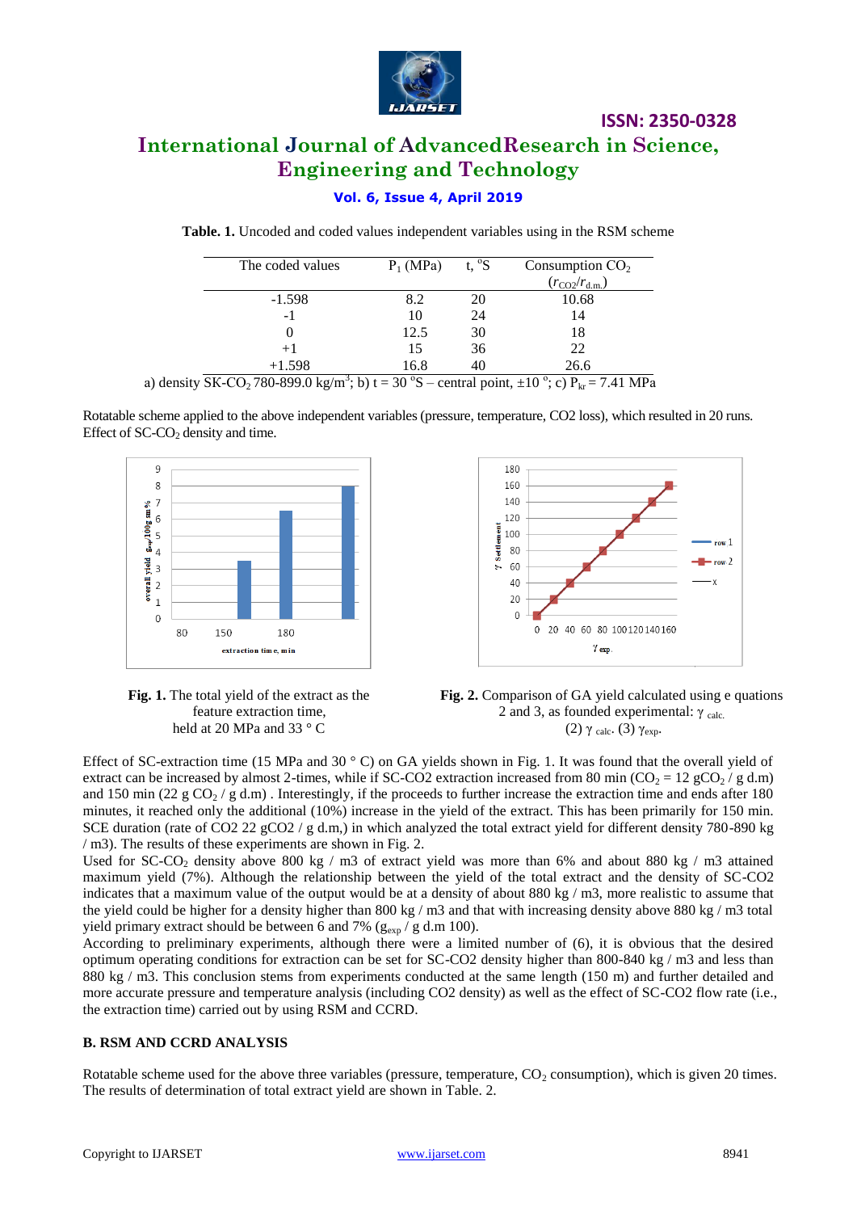**Table. 1.** Uncoded and coded values independent variables using in the RSM scheme

| The coded values | $P_1$ (MPa) | t, °S | Consumption $CO_2$ ($r_{CO2}/r_{d.m.}$) |
|---|---|---|---|
| -1.598 | 8.2 | 20 | 10.68 |
| -1 | 10 | 24 | 14 |
| 0 | 12.5 | 30 | 18 |
| +1 | 15 | 36 | 22 |
| +1.598 | 16.8 | 40 | 26.6 |

a) density SK-$CO_2$ 780-899.0 kg/m$^3$; b) t = 30 °S – central point, ±10 °; c) $P_{kr}$ = 7.41 MPa

Rotatable scheme applied to the above independent variables (pressure, temperature, CO2 loss), which resulted in 20 runs. Effect of SC-$CO_2$ density and time.

**Fig. 1.** The total yield of the extract as the feature extraction time, held at 20 MPa and 33 ° C

**Fig. 2.** Comparison of GA yield calculated using e quations 2 and 3, as founded experimental: $\gamma_{calc.}$ (2) $\gamma_{calc.}$ (3) $\gamma_{exp}$.

Effect of SC-extraction time (15 MPa and 30 ° C) on GA yields shown in Fig. 1. It was found that the overall yield of extract can be increased by almost 2-times, while if SC-CO2 extraction increased from 80 min ($CO_2$ = 12 g$CO_2$ / g d.m) and 150 min (22 g $CO_2$ / g d.m) . Interestingly, if the proceeds to further increase the extraction time and ends after 180 minutes, it reached only the additional (10%) increase in the yield of the extract. This has been primarily for 150 min. SCE duration (rate of CO2 22 gCO2 / g d.m,) in which analyzed the total extract yield for different density 780-890 kg / m3). The results of these experiments are shown in Fig. 2.

Used for SC-$CO_2$ density above 800 kg / m3 of extract yield was more than 6% and about 880 kg / m3 attained maximum yield (7%). Although the relationship between the yield of the total extract and the density of SC-CO2 indicates that a maximum value of the output would be at a density of about 880 kg / m3, more realistic to assume that the yield could be higher for a density higher than 800 kg / m3 and that with increasing density above 880 kg / m3 total yield primary extract should be between 6 and 7% ($g_{exp}$ / g d.m 100).

According to preliminary experiments, although there were a limited number of (6), it is obvious that the desired optimum operating conditions for extraction can be set for SC-CO2 density higher than 800-840 kg / m3 and less than 880 kg / m3. This conclusion stems from experiments conducted at the same length (150 m) and further detailed and more accurate pressure and temperature analysis (including CO2 density) as well as the effect of SC-CO2 flow rate (i.e., the extraction time) carried out by using RSM and CCRD.

**B. RSM AND CCRD ANALYSIS**

Rotatable scheme used for the above three variables (pressure, temperature, $CO_2$ consumption), which is given 20 times. The results of determination of total extract yield are shown in Table. 2.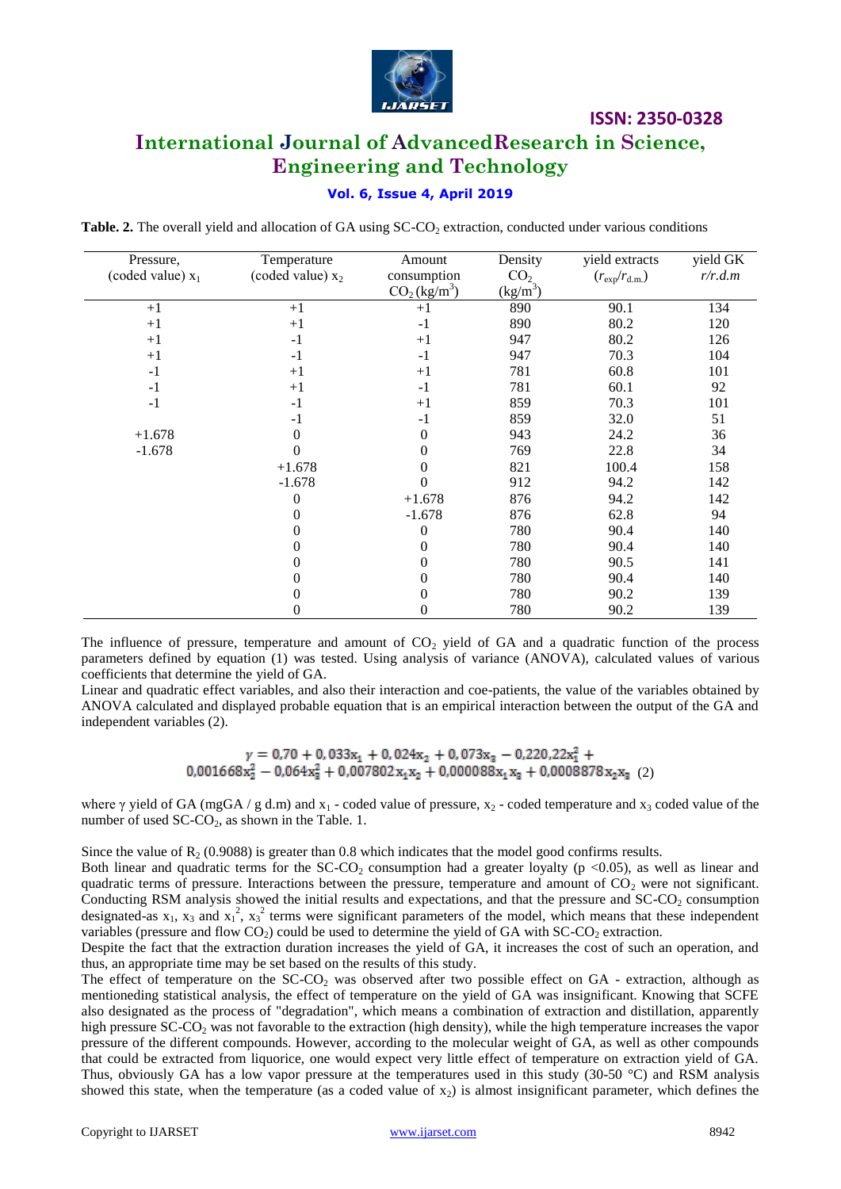**Table. 2.** The overall yield and allocation of GA using SC-$CO_2$ extraction, conducted under various conditions

| Pressure, (coded value) $x_1$ | Temperature (coded value) $x_2$ | Amount consumption $CO_2$ (kg/m$^3$) | Density $CO_2$ (kg/m$^3$) | yield extracts ($r_{exp}/r_{d.m.}$) | yield GK *r/r.d.m* |
|---|---|---|---|---|---|
| +1 | +1 | +1 | 890 | 90.1 | 134 |
| +1 | +1 | -1 | 890 | 80.2 | 120 |
| +1 | -1 | +1 | 947 | 80.2 | 126 |
| +1 | -1 | -1 | 947 | 70.3 | 104 |
| -1 | +1 | +1 | 781 | 60.8 | 101 |
| -1 | +1 | -1 | 781 | 60.1 | 92 |
| -1 | -1 | +1 | 859 | 70.3 | 101 |
| | -1 | -1 | 859 | 32.0 | 51 |
| +1.678 | 0 | 0 | 943 | 24.2 | 36 |
| -1.678 | 0 | 0 | 769 | 22.8 | 34 |
| | +1.678 | 0 | 821 | 100.4 | 158 |
| | -1.678 | 0 | 912 | 94.2 | 142 |
| | 0 | +1.678 | 876 | 94.2 | 142 |
| | 0 | -1.678 | 876 | 62.8 | 94 |
| | 0 | 0 | 780 | 90.4 | 140 |
| | 0 | 0 | 780 | 90.4 | 140 |
| | 0 | 0 | 780 | 90.5 | 141 |
| | 0 | 0 | 780 | 90.4 | 140 |
| | 0 | 0 | 780 | 90.2 | 139 |
| | 0 | 0 | 780 | 90.2 | 139 |

The influence of pressure, temperature and amount of $CO_2$ yield of GA and a quadratic function of the process parameters defined by equation (1) was tested. Using analysis of variance (ANOVA), calculated values of various coefficients that determine the yield of GA.

Linear and quadratic effect variables, and also their interaction and coe-patients, the value of the variables obtained by ANOVA calculated and displayed probable equation that is an empirical interaction between the output of the GA and independent variables (2).

$$\gamma = 0{,}70 + 0{,}033x_1 + 0{,}024x_2 + 0{,}073x_3 - 0{,}220{,}22x_1^2 + 0{,}001668x_2^2 - 0{,}064x_3^2 + 0{,}007802x_1x_2 + 0{,}000088x_1x_3 + 0{,}0008878x_2x_3 \quad (2)$$

where $\gamma$ yield of GA (mgGA / g d.m) and $x_1$ - coded value of pressure, $x_2$ - coded temperature and $x_3$ coded value of the number of used SC-$CO_2$, as shown in the Table. 1.

Since the value of $R_2$ (0.9088) is greater than 0.8 which indicates that the model good confirms results.

Both linear and quadratic terms for the SC-$CO_2$ consumption had a greater loyalty ($p$ <0.05), as well as linear and quadratic terms of pressure. Interactions between the pressure, temperature and amount of $CO_2$ were not significant. Conducting RSM analysis showed the initial results and expectations, and that the pressure and SC-$CO_2$ consumption designated-as $x_1$, $x_3$ and $x_1^2$, $x_3^2$ terms were significant parameters of the model, which means that these independent variables (pressure and flow $CO_2$) could be used to determine the yield of GA with SC-$CO_2$ extraction.

Despite the fact that the extraction duration increases the yield of GA, it increases the cost of such an operation, and thus, an appropriate time may be set based on the results of this study.

The effect of temperature on the SC-$CO_2$ was observed after two possible effect on GA - extraction, although as mentioneding statistical analysis, the effect of temperature on the yield of GA was insignificant. Knowing that SCFE also designated as the process of "degradation", which means a combination of extraction and distillation, apparently high pressure SC-$CO_2$ was not favorable to the extraction (high density), while the high temperature increases the vapor pressure of the different compounds. However, according to the molecular weight of GA, as well as other compounds that could be extracted from liquorice, one would expect very little effect of temperature on extraction yield of GA. Thus, obviously GA has a low vapor pressure at the temperatures used in this study (30-50 °C) and RSM analysis showed this state, when the temperature (as a coded value of $x_2$) is almost insignificant parameter, which defines the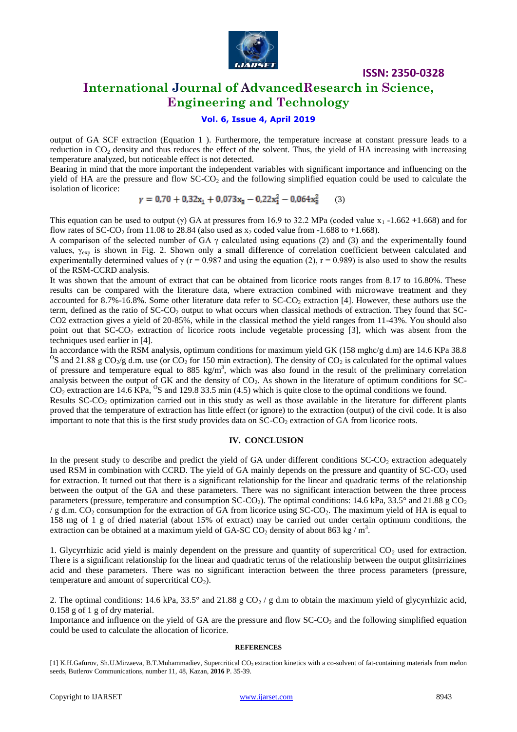output of GA SCF extraction (Equation 1 ). Furthermore, the temperature increase at constant pressure leads to a reduction in $CO_2$ density and thus reduces the effect of the solvent. Thus, the yield of HA increasing with increasing temperature analyzed, but noticeable effect is not detected.

Bearing in mind that the more important the independent variables with significant importance and influencing on the yield of HA are the pressure and flow SC-$CO_2$ and the following simplified equation could be used to calculate the isolation of licorice:

$$y = 0{,}70 + 0{,}32x_1 + 0{,}073x_3 - 0{,}22x_1^2 - 0{,}064x_3^2 \qquad (3)$$

This equation can be used to output (γ) GA at pressures from 16.9 to 32.2 MPa (coded value $x_1$ -1.662 +1.668) and for flow rates of SC-$CO_2$ from 11.08 to 28.84 (also used as $x_2$ coded value from -1.688 to +1.668).

A comparison of the selected number of GA γ calculated using equations (2) and (3) and the experimentally found values, $\gamma_{exp}$ is shown in Fig. 2. Shown only a small difference of correlation coefficient between calculated and experimentally determined values of γ (r = 0.987 and using the equation (2), r = 0.989) is also used to show the results of the RSM-CCRD analysis.

It was shown that the amount of extract that can be obtained from licorice roots ranges from 8.17 to 16.80%. These results can be compared with the literature data, where extraction combined with microwave treatment and they accounted for 8.7%-16.8%. Some other literature data refer to SC-$CO_2$ extraction [4]. However, these authors use the term, defined as the ratio of SC-$CO_2$ output to what occurs when classical methods of extraction. They found that SC-CO2 extraction gives a yield of 20-85%, while in the classical method the yield ranges from 11-43%. You should also point out that SC-$CO_2$ extraction of licorice roots include vegetable processing [3], which was absent from the techniques used earlier in [4].

In accordance with the RSM analysis, optimum conditions for maximum yield GK (158 mghc/g d.m) are 14.6 KPa 38.8 $^{O}$S and 21.88 g $CO_2$/g d.m. use (or $CO_2$ for 150 min extraction). The density of $CO_2$ is calculated for the optimal values of pressure and temperature equal to 885 kg/m$^3$, which was also found in the result of the preliminary correlation analysis between the output of GK and the density of $CO_2$. As shown in the literature of optimum conditions for SC-$CO_2$ extraction are 14.6 KPa, $^{O}$S and 129.8 33.5 min (4.5) which is quite close to the optimal conditions we found.

Results SC-$CO_2$ optimization carried out in this study as well as those available in the literature for different plants proved that the temperature of extraction has little effect (or ignore) to the extraction (output) of the civil code. It is also important to note that this is the first study provides data on SC-$CO_2$ extraction of GA from licorice roots.

## IV. CONCLUSION

In the present study to describe and predict the yield of GA under different conditions SC-$CO_2$ extraction adequately used RSM in combination with CCRD. The yield of GA mainly depends on the pressure and quantity of SC-$CO_2$ used for extraction. It turned out that there is a significant relationship for the linear and quadratic terms of the relationship between the output of the GA and these parameters. There was no significant interaction between the three process parameters (pressure, temperature and consumption SC-$CO_2$). The optimal conditions: 14.6 kPa, 33.5° and 21.88 g $CO_2$ / g d.m. $CO_2$ consumption for the extraction of GA from licorice using SC-$CO_2$. The maximum yield of HA is equal to 158 mg of 1 g of dried material (about 15% of extract) may be carried out under certain optimum conditions, the extraction can be obtained at a maximum yield of GA-SC $CO_2$ density of about 863 kg / m$^3$.

1. Glycyrrhizic acid yield is mainly dependent on the pressure and quantity of supercritical $CO_2$ used for extraction. There is a significant relationship for the linear and quadratic terms of the relationship between the output glitsirrizines acid and these parameters. There was no significant interaction between the three process parameters (pressure, temperature and amount of supercritical $CO_2$).

2. The optimal conditions: 14.6 kPa, 33.5° and 21.88 g $CO_2$ / g d.m to obtain the maximum yield of glycyrrhizic acid, 0.158 g of 1 g of dry material.

Importance and influence on the yield of GA are the pressure and flow SC-$CO_2$ and the following simplified equation could be used to calculate the allocation of licorice.

#### REFERENCES

[1] K.H.Gafurov, Sh.U.Mirzaeva, B.T.Muhammadiev, Supercritical $CO_2$ extraction kinetics with a co-solvent of fat-containing materials from melon seeds, Butlerov Communications, number 11, 48, Kazan, **2016** P. 35-39.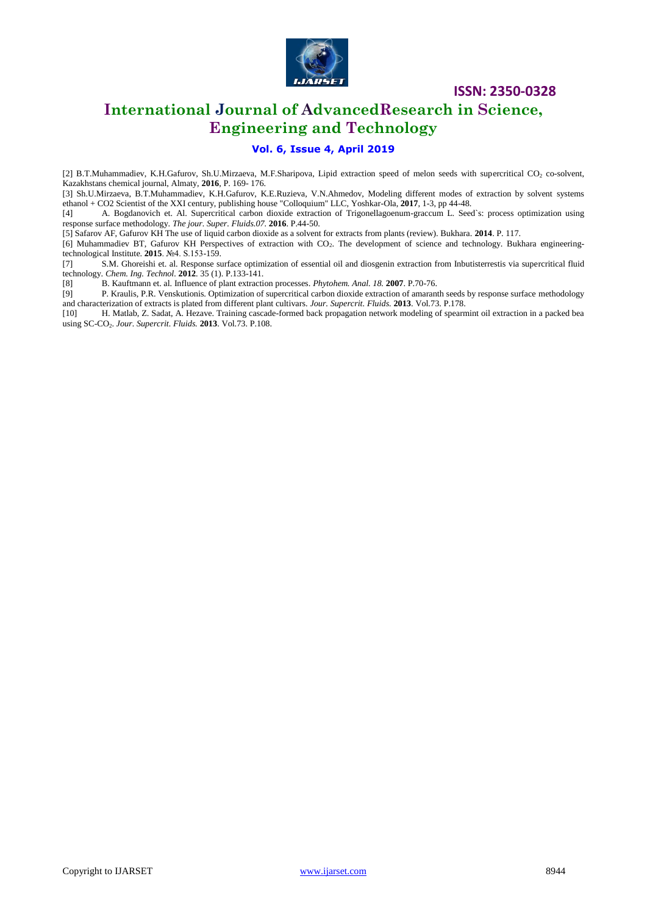[2] B.T.Muhammadiev, K.H.Gafurov, Sh.U.Mirzaeva, M.F.Sharipova, Lipid extraction speed of melon seeds with supercritical $CO_2$ co-solvent, Kazakhstans chemical journal, Almaty, **2016**, P. 169- 176.

[3] Sh.U.Mirzaeva, B.T.Muhammadiev, K.H.Gafurov, K.E.Ruzieva, V.N.Ahmedov, Modeling different modes of extraction by solvent systems ethanol + CO2 Scientist of the XXI century, publishing house "Colloquium" LLC, Yoshkar-Ola, **2017**, 1-3, pp 44-48.

[4] A. Bogdanovich et. Al. Supercritical carbon dioxide extraction of Trigonellagoenum-graccum L. Seed`s: process optimization using response surface methodology. *The jour. Super. Fluids.07.* **2016**. P.44-50.

[5] Safarov AF, Gafurov KH The use of liquid carbon dioxide as a solvent for extracts from plants (review). Bukhara. **2014**. P. 117.

[6] Muhammadiev BT, Gafurov KH Perspectives of extraction with $CO_2$. The development of science and technology. Bukhara engineering-technological Institute. **2015**. №4. S.153-159.

[7] S.M. Ghoreishi et. al. Response surface optimization of essential oil and diosgenin extraction from Inbutisterrestis via supercritical fluid technology. *Chem. Ing. Technol.* **2012**. 35 (1). P.133-141.

[8] B. Kauftmann et. al. Influence of plant extraction processes. *Phytohem. Anal. 18.* **2007**. P.70-76.

[9] P. Kraulis, P.R. Venskutionis. Optimization of supercritical carbon dioxide extraction of amaranth seeds by response surface methodology and characterization of extracts is plated from different plant cultivars. *Jour. Supercrit. Fluids.* **2013**. Vol.73. P.178.

[10] H. Matlab, Z. Sadat, A. Hezave. Training cascade-formed back propagation network modeling of spearmint oil extraction in a packed bea using SC-$CO_2$. *Jour. Supercrit. Fluids.* **2013**. Vol.73. P.108.